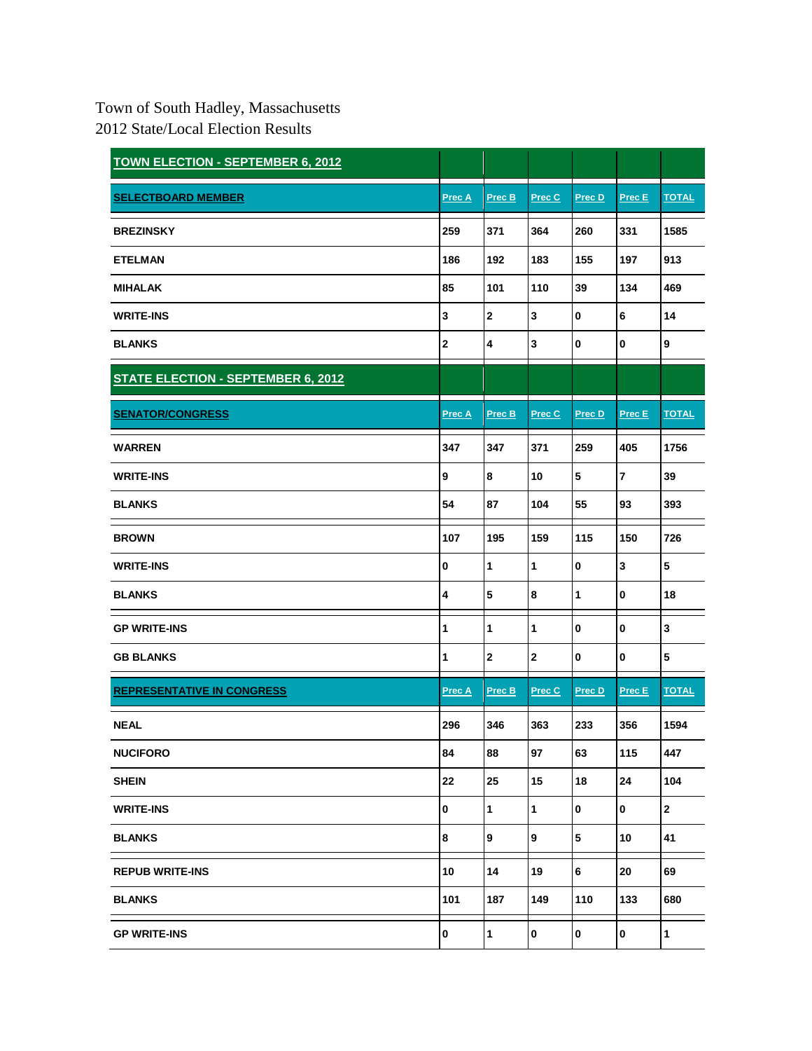Town of South Hadley, Massachusetts
2012 State/Local Election Results

| TOWN ELECTION - SEPTEMBER 6, 2012 | | | | | | |
|---|---|---|---|---|---|---|
| **SELECTBOARD MEMBER** | **Prec A** | **Prec B** | **Prec C** | **Prec D** | **Prec E** | **TOTAL** |
| **BREZINSKY** | 259 | 371 | 364 | 260 | 331 | 1585 |
| **ETELMAN** | 186 | 192 | 183 | 155 | 197 | 913 |
| **MIHALAK** | 85 | 101 | 110 | 39 | 134 | 469 |
| **WRITE-INS** | 3 | 2 | 3 | 0 | 6 | 14 |
| **BLANKS** | 2 | 4 | 3 | 0 | 0 | 9 |
| **STATE ELECTION - SEPTEMBER 6, 2012** | | | | | | |
| **SENATOR/CONGRESS** | **Prec A** | **Prec B** | **Prec C** | **Prec D** | **Prec E** | **TOTAL** |
| **WARREN** | 347 | 347 | 371 | 259 | 405 | 1756 |
| **WRITE-INS** | 9 | 8 | 10 | 5 | 7 | 39 |
| **BLANKS** | 54 | 87 | 104 | 55 | 93 | 393 |
| **BROWN** | 107 | 195 | 159 | 115 | 150 | 726 |
| **WRITE-INS** | 0 | 1 | 1 | 0 | 3 | 5 |
| **BLANKS** | 4 | 5 | 8 | 1 | 0 | 18 |
| **GP WRITE-INS** | 1 | 1 | 1 | 0 | 0 | 3 |
| **GB BLANKS** | 1 | 2 | 2 | 0 | 0 | 5 |
| **REPRESENTATIVE IN CONGRESS** | **Prec A** | **Prec B** | **Prec C** | **Prec D** | **Prec E** | **TOTAL** |
| **NEAL** | 296 | 346 | 363 | 233 | 356 | 1594 |
| **NUCIFORO** | 84 | 88 | 97 | 63 | 115 | 447 |
| **SHEIN** | 22 | 25 | 15 | 18 | 24 | 104 |
| **WRITE-INS** | 0 | 1 | 1 | 0 | 0 | 2 |
| **BLANKS** | 8 | 9 | 9 | 5 | 10 | 41 |
| **REPUB WRITE-INS** | 10 | 14 | 19 | 6 | 20 | 69 |
| **BLANKS** | 101 | 187 | 149 | 110 | 133 | 680 |
| **GP WRITE-INS** | 0 | 1 | 0 | 0 | 0 | 1 |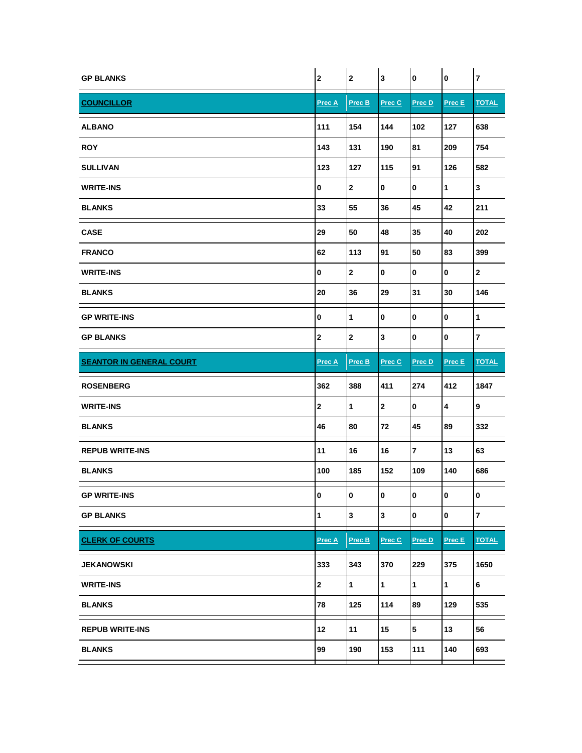| | | | | | | |
|---|---|---|---|---|---|---|
| GP BLANKS | 2 | 2 | 3 | 0 | 0 | 7 |

| COUNCILLOR | Prec A | Prec B | Prec C | Prec D | Prec E | TOTAL |
|---|---|---|---|---|---|---|
| ALBANO | 111 | 154 | 144 | 102 | 127 | 638 |
| ROY | 143 | 131 | 190 | 81 | 209 | 754 |
| SULLIVAN | 123 | 127 | 115 | 91 | 126 | 582 |
| WRITE-INS | 0 | 2 | 0 | 0 | 1 | 3 |
| BLANKS | 33 | 55 | 36 | 45 | 42 | 211 |
| CASE | 29 | 50 | 48 | 35 | 40 | 202 |
| FRANCO | 62 | 113 | 91 | 50 | 83 | 399 |
| WRITE-INS | 0 | 2 | 0 | 0 | 0 | 2 |
| BLANKS | 20 | 36 | 29 | 31 | 30 | 146 |
| GP WRITE-INS | 0 | 1 | 0 | 0 | 0 | 1 |
| GP BLANKS | 2 | 2 | 3 | 0 | 0 | 7 |

| SEANTOR IN GENERAL COURT | Prec A | Prec B | Prec C | Prec D | Prec E | TOTAL |
|---|---|---|---|---|---|---|
| ROSENBERG | 362 | 388 | 411 | 274 | 412 | 1847 |
| WRITE-INS | 2 | 1 | 2 | 0 | 4 | 9 |
| BLANKS | 46 | 80 | 72 | 45 | 89 | 332 |
| REPUB WRITE-INS | 11 | 16 | 16 | 7 | 13 | 63 |
| BLANKS | 100 | 185 | 152 | 109 | 140 | 686 |
| GP WRITE-INS | 0 | 0 | 0 | 0 | 0 | 0 |
| GP BLANKS | 1 | 3 | 3 | 0 | 0 | 7 |

| CLERK OF COURTS | Prec A | Prec B | Prec C | Prec D | Prec E | TOTAL |
|---|---|---|---|---|---|---|
| JEKANOWSKI | 333 | 343 | 370 | 229 | 375 | 1650 |
| WRITE-INS | 2 | 1 | 1 | 1 | 1 | 6 |
| BLANKS | 78 | 125 | 114 | 89 | 129 | 535 |
| REPUB WRITE-INS | 12 | 11 | 15 | 5 | 13 | 56 |
| BLANKS | 99 | 190 | 153 | 111 | 140 | 693 |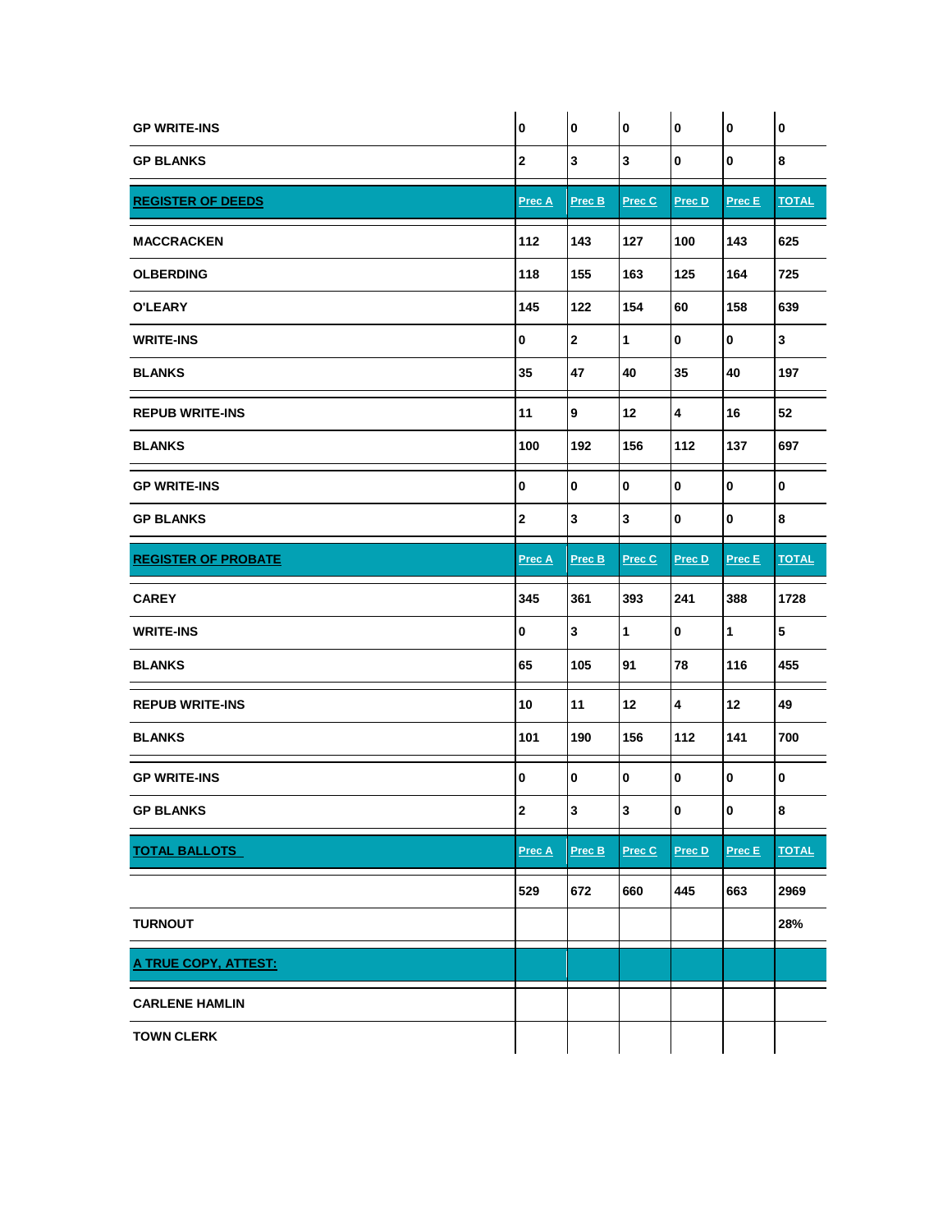| | | | | | | |
|---|---|---|---|---|---|---|
| **GP WRITE-INS** | 0 | 0 | 0 | 0 | 0 | 0 |
| **GP BLANKS** | 2 | 3 | 3 | 0 | 0 | 8 |
| **REGISTER OF DEEDS** | **Prec A** | **Prec B** | **Prec C** | **Prec D** | **Prec E** | **TOTAL** |
| **MACCRACKEN** | 112 | 143 | 127 | 100 | 143 | 625 |
| **OLBERDING** | 118 | 155 | 163 | 125 | 164 | 725 |
| **O'LEARY** | 145 | 122 | 154 | 60 | 158 | 639 |
| **WRITE-INS** | 0 | 2 | 1 | 0 | 0 | 3 |
| **BLANKS** | 35 | 47 | 40 | 35 | 40 | 197 |
| **REPUB WRITE-INS** | 11 | 9 | 12 | 4 | 16 | 52 |
| **BLANKS** | 100 | 192 | 156 | 112 | 137 | 697 |
| **GP WRITE-INS** | 0 | 0 | 0 | 0 | 0 | 0 |
| **GP BLANKS** | 2 | 3 | 3 | 0 | 0 | 8 |
| **REGISTER OF PROBATE** | **Prec A** | **Prec B** | **Prec C** | **Prec D** | **Prec E** | **TOTAL** |
| **CAREY** | 345 | 361 | 393 | 241 | 388 | 1728 |
| **WRITE-INS** | 0 | 3 | 1 | 0 | 1 | 5 |
| **BLANKS** | 65 | 105 | 91 | 78 | 116 | 455 |
| **REPUB WRITE-INS** | 10 | 11 | 12 | 4 | 12 | 49 |
| **BLANKS** | 101 | 190 | 156 | 112 | 141 | 700 |
| **GP WRITE-INS** | 0 | 0 | 0 | 0 | 0 | 0 |
| **GP BLANKS** | 2 | 3 | 3 | 0 | 0 | 8 |
| **TOTAL BALLOTS** | **Prec A** | **Prec B** | **Prec C** | **Prec D** | **Prec E** | **TOTAL** |
| | 529 | 672 | 660 | 445 | 663 | 2969 |
| **TURNOUT** | | | | | | 28% |
| **A TRUE COPY, ATTEST:** | | | | | | |
| **CARLENE HAMLIN** | | | | | | |
| **TOWN CLERK** | | | | | | |